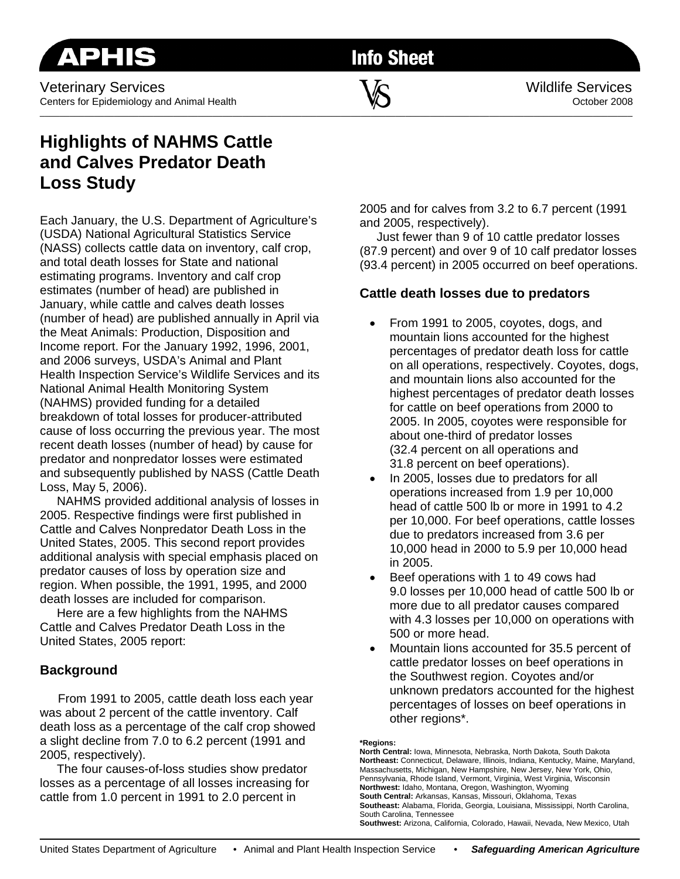# APHIS Info Sheet

Veterinary Services
Centers for Epidemiology and Animal Health

Wildlife Services
October 2008

## Highlights of NAHMS Cattle and Calves Predator Death Loss Study

Each January, the U.S. Department of Agriculture's (USDA) National Agricultural Statistics Service (NASS) collects cattle data on inventory, calf crop, and total death losses for State and national estimating programs. Inventory and calf crop estimates (number of head) are published in January, while cattle and calves death losses (number of head) are published annually in April via the Meat Animals: Production, Disposition and Income report. For the January 1992, 1996, 2001, and 2006 surveys, USDA's Animal and Plant Health Inspection Service's Wildlife Services and its National Animal Health Monitoring System (NAHMS) provided funding for a detailed breakdown of total losses for producer-attributed cause of loss occurring the previous year. The most recent death losses (number of head) by cause for predator and nonpredator losses were estimated and subsequently published by NASS (Cattle Death Loss, May 5, 2006).

NAHMS provided additional analysis of losses in 2005. Respective findings were first published in Cattle and Calves Nonpredator Death Loss in the United States, 2005. This second report provides additional analysis with special emphasis placed on predator causes of loss by operation size and region. When possible, the 1991, 1995, and 2000 death losses are included for comparison.

Here are a few highlights from the NAHMS Cattle and Calves Predator Death Loss in the United States, 2005 report:

### Background

From 1991 to 2005, cattle death loss each year was about 2 percent of the cattle inventory. Calf death loss as a percentage of the calf crop showed a slight decline from 7.0 to 6.2 percent (1991 and 2005, respectively).

The four causes-of-loss studies show predator losses as a percentage of all losses increasing for cattle from 1.0 percent in 1991 to 2.0 percent in 2005 and for calves from 3.2 to 6.7 percent (1991 and 2005, respectively).

Just fewer than 9 of 10 cattle predator losses (87.9 percent) and over 9 of 10 calf predator losses (93.4 percent) in 2005 occurred on beef operations.

### Cattle death losses due to predators

- From 1991 to 2005, coyotes, dogs, and mountain lions accounted for the highest percentages of predator death loss for cattle on all operations, respectively. Coyotes, dogs, and mountain lions also accounted for the highest percentages of predator death losses for cattle on beef operations from 2000 to 2005. In 2005, coyotes were responsible for about one-third of predator losses (32.4 percent on all operations and 31.8 percent on beef operations).
- In 2005, losses due to predators for all operations increased from 1.9 per 10,000 head of cattle 500 lb or more in 1991 to 4.2 per 10,000. For beef operations, cattle losses due to predators increased from 3.6 per 10,000 head in 2000 to 5.9 per 10,000 head in 2005.
- Beef operations with 1 to 49 cows had 9.0 losses per 10,000 head of cattle 500 lb or more due to all predator causes compared with 4.3 losses per 10,000 on operations with 500 or more head.
- Mountain lions accounted for 35.5 percent of cattle predator losses on beef operations in the Southwest region. Coyotes and/or unknown predators accounted for the highest percentages of losses on beef operations in other regions*.

**\*Regions:**
**North Central:** Iowa, Minnesota, Nebraska, North Dakota, South Dakota
**Northeast:** Connecticut, Delaware, Illinois, Indiana, Kentucky, Maine, Maryland, Massachusetts, Michigan, New Hampshire, New Jersey, New York, Ohio, Pennsylvania, Rhode Island, Vermont, Virginia, West Virginia, Wisconsin
**Northwest:** Idaho, Montana, Oregon, Washington, Wyoming
**South Central:** Arkansas, Kansas, Missouri, Oklahoma, Texas
**Southeast:** Alabama, Florida, Georgia, Louisiana, Mississippi, North Carolina, South Carolina, Tennessee
**Southwest:** Arizona, California, Colorado, Hawaii, Nevada, New Mexico, Utah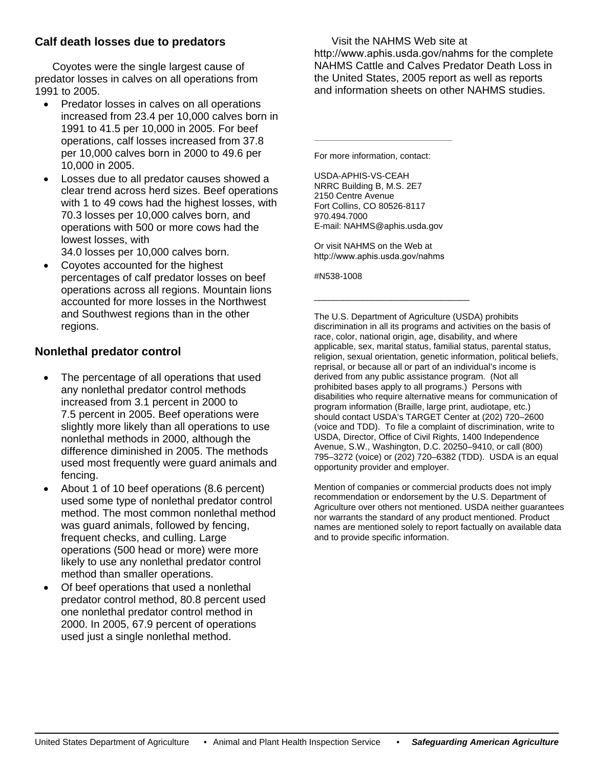## Calf death losses due to predators

Coyotes were the single largest cause of predator losses in calves on all operations from 1991 to 2005.

- Predator losses in calves on all operations increased from 23.4 per 10,000 calves born in 1991 to 41.5 per 10,000 in 2005. For beef operations, calf losses increased from 37.8 per 10,000 calves born in 2000 to 49.6 per 10,000 in 2005.
- Losses due to all predator causes showed a clear trend across herd sizes. Beef operations with 1 to 49 cows had the highest losses, with 70.3 losses per 10,000 calves born, and operations with 500 or more cows had the lowest losses, with 34.0 losses per 10,000 calves born.
- Coyotes accounted for the highest percentages of calf predator losses on beef operations across all regions. Mountain lions accounted for more losses in the Northwest and Southwest regions than in the other regions.

## Nonlethal predator control

- The percentage of all operations that used any nonlethal predator control methods increased from 3.1 percent in 2000 to 7.5 percent in 2005. Beef operations were slightly more likely than all operations to use nonlethal methods in 2000, although the difference diminished in 2005. The methods used most frequently were guard animals and fencing.
- About 1 of 10 beef operations (8.6 percent) used some type of nonlethal predator control method. The most common nonlethal method was guard animals, followed by fencing, frequent checks, and culling. Large operations (500 head or more) were more likely to use any nonlethal predator control method than smaller operations.
- Of beef operations that used a nonlethal predator control method, 80.8 percent used one nonlethal predator control method in 2000. In 2005, 67.9 percent of operations used just a single nonlethal method.

Visit the NAHMS Web site at http://www.aphis.usda.gov/nahms for the complete NAHMS Cattle and Calves Predator Death Loss in the United States, 2005 report as well as reports and information sheets on other NAHMS studies.

---

For more information, contact:

USDA-APHIS-VS-CEAH
NRRC Building B, M.S. 2E7
2150 Centre Avenue
Fort Collins, CO 80526-8117
970.494.7000
E-mail: NAHMS@aphis.usda.gov

Or visit NAHMS on the Web at
http://www.aphis.usda.gov/nahms

#N538-1008

---

The U.S. Department of Agriculture (USDA) prohibits discrimination in all its programs and activities on the basis of race, color, national origin, age, disability, and where applicable, sex, marital status, familial status, parental status, religion, sexual orientation, genetic information, political beliefs, reprisal, or because all or part of an individual's income is derived from any public assistance program. (Not all prohibited bases apply to all programs.) Persons with disabilities who require alternative means for communication of program information (Braille, large print, audiotape, etc.) should contact USDA's TARGET Center at (202) 720–2600 (voice and TDD). To file a complaint of discrimination, write to USDA, Director, Office of Civil Rights, 1400 Independence Avenue, S.W., Washington, D.C. 20250–9410, or call (800) 795–3272 (voice) or (202) 720–6382 (TDD). USDA is an equal opportunity provider and employer.

Mention of companies or commercial products does not imply recommendation or endorsement by the U.S. Department of Agriculture over others not mentioned. USDA neither guarantees nor warrants the standard of any product mentioned. Product names are mentioned solely to report factually on available data and to provide specific information.